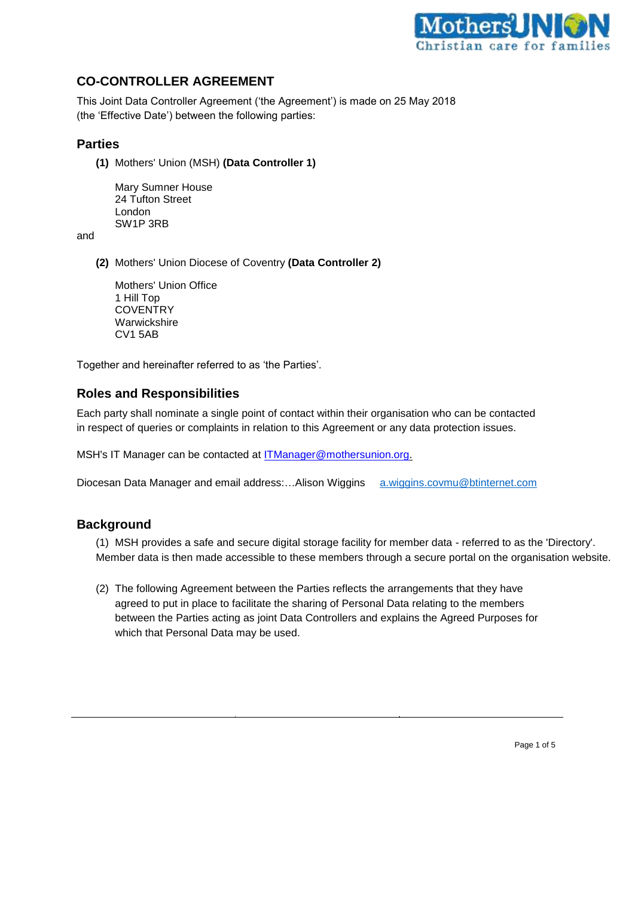## CO-CONTROLLER AGREEMENT

This Joint Data Controller Agreement ('the Agreement') is made on 25 May 2018 (the 'Effective Date') between the following parties:

### Parties

**(1)** Mothers' Union (MSH) **(Data Controller 1)**

Mary Sumner House
24 Tufton Street
London
SW1P 3RB

and

**(2)** Mothers' Union Diocese of Coventry **(Data Controller 2)**

Mothers' Union Office
1 Hill Top
COVENTRY
Warwickshire
CV1 5AB

Together and hereinafter referred to as 'the Parties'.

### Roles and Responsibilities

Each party shall nominate a single point of contact within their organisation who can be contacted in respect of queries or complaints in relation to this Agreement or any data protection issues.

MSH's IT Manager can be contacted at ITManager@mothersunion.org.

Diocesan Data Manager and email address:…Alison Wiggins a.wiggins.covmu@btinternet.com

### Background

(1) MSH provides a safe and secure digital storage facility for member data - referred to as the 'Directory'. Member data is then made accessible to these members through a secure portal on the organisation website.

(2) The following Agreement between the Parties reflects the arrangements that they have agreed to put in place to facilitate the sharing of Personal Data relating to the members between the Parties acting as joint Data Controllers and explains the Agreed Purposes for which that Personal Data may be used.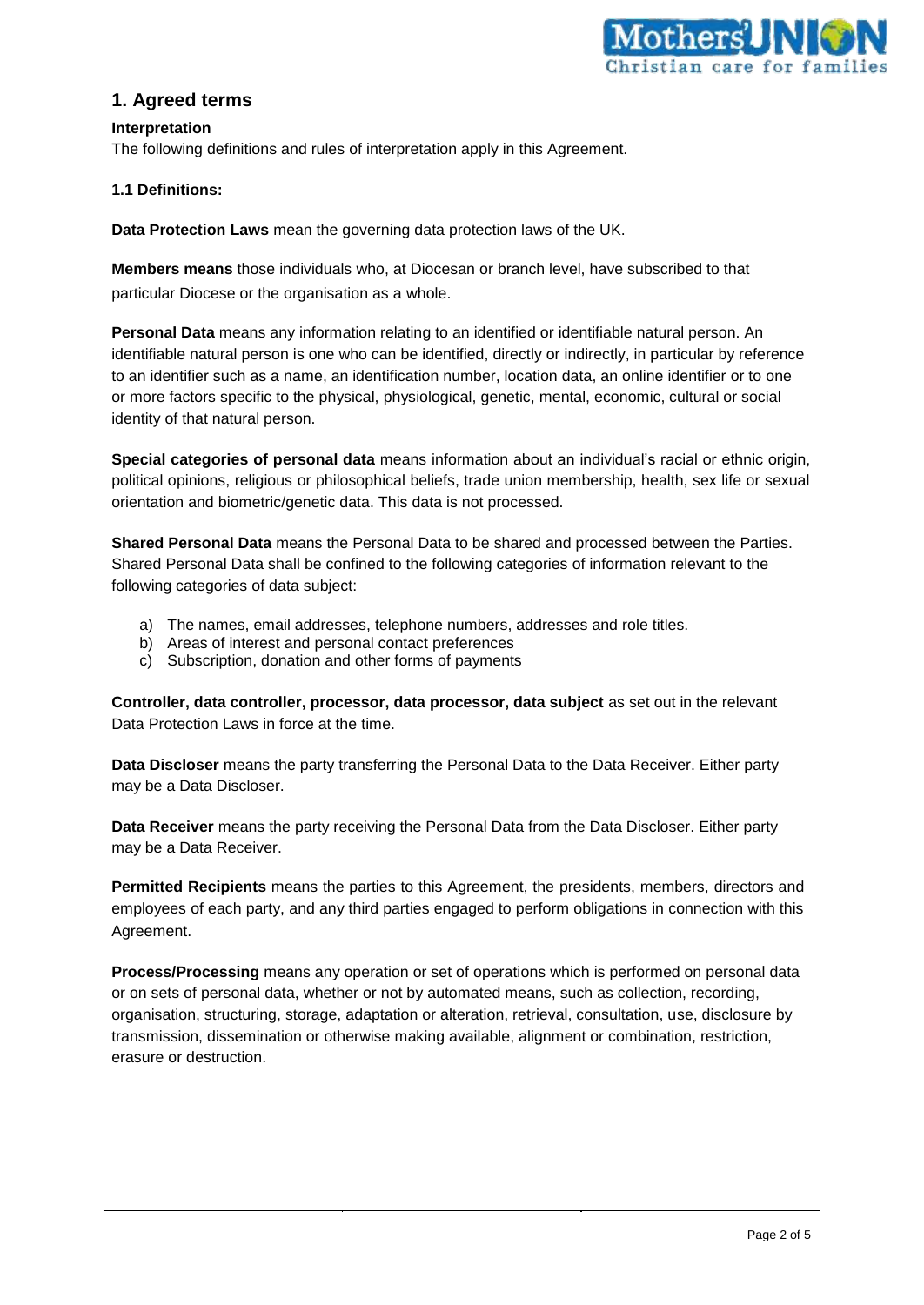## 1. Agreed terms

**Interpretation**

The following definitions and rules of interpretation apply in this Agreement.

**1.1 Definitions:**

**Data Protection Laws** mean the governing data protection laws of the UK.

**Members means** those individuals who, at Diocesan or branch level, have subscribed to that particular Diocese or the organisation as a whole.

**Personal Data** means any information relating to an identified or identifiable natural person. An identifiable natural person is one who can be identified, directly or indirectly, in particular by reference to an identifier such as a name, an identification number, location data, an online identifier or to one or more factors specific to the physical, physiological, genetic, mental, economic, cultural or social identity of that natural person.

**Special categories of personal data** means information about an individual's racial or ethnic origin, political opinions, religious or philosophical beliefs, trade union membership, health, sex life or sexual orientation and biometric/genetic data. This data is not processed.

**Shared Personal Data** means the Personal Data to be shared and processed between the Parties. Shared Personal Data shall be confined to the following categories of information relevant to the following categories of data subject:

a) The names, email addresses, telephone numbers, addresses and role titles.
b) Areas of interest and personal contact preferences
c) Subscription, donation and other forms of payments

**Controller, data controller, processor, data processor, data subject** as set out in the relevant Data Protection Laws in force at the time.

**Data Discloser** means the party transferring the Personal Data to the Data Receiver. Either party may be a Data Discloser.

**Data Receiver** means the party receiving the Personal Data from the Data Discloser. Either party may be a Data Receiver.

**Permitted Recipients** means the parties to this Agreement, the presidents, members, directors and employees of each party, and any third parties engaged to perform obligations in connection with this Agreement.

**Process/Processing** means any operation or set of operations which is performed on personal data or on sets of personal data, whether or not by automated means, such as collection, recording, organisation, structuring, storage, adaptation or alteration, retrieval, consultation, use, disclosure by transmission, dissemination or otherwise making available, alignment or combination, restriction, erasure or destruction.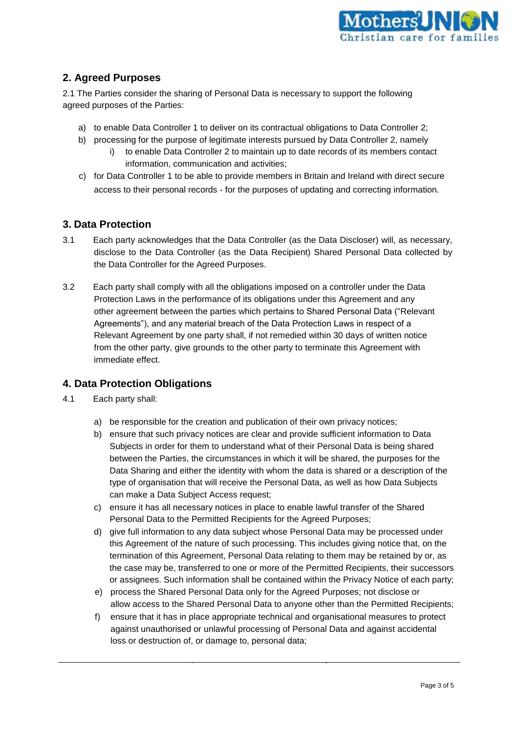## 2. Agreed Purposes

2.1 The Parties consider the sharing of Personal Data is necessary to support the following agreed purposes of the Parties:

a) to enable Data Controller 1 to deliver on its contractual obligations to Data Controller 2;
b) processing for the purpose of legitimate interests pursued by Data Controller 2, namely
    i) to enable Data Controller 2 to maintain up to date records of its members contact information, communication and activities;
c) for Data Controller 1 to be able to provide members in Britain and Ireland with direct secure access to their personal records - for the purposes of updating and correcting information.

## 3. Data Protection

3.1 Each party acknowledges that the Data Controller (as the Data Discloser) will, as necessary, disclose to the Data Controller (as the Data Recipient) Shared Personal Data collected by the Data Controller for the Agreed Purposes.

3.2 Each party shall comply with all the obligations imposed on a controller under the Data Protection Laws in the performance of its obligations under this Agreement and any other agreement between the parties which pertains to Shared Personal Data ("Relevant Agreements"), and any material breach of the Data Protection Laws in respect of a Relevant Agreement by one party shall, if not remedied within 30 days of written notice from the other party, give grounds to the other party to terminate this Agreement with immediate effect.

## 4. Data Protection Obligations

4.1 Each party shall:

a) be responsible for the creation and publication of their own privacy notices;
b) ensure that such privacy notices are clear and provide sufficient information to Data Subjects in order for them to understand what of their Personal Data is being shared between the Parties, the circumstances in which it will be shared, the purposes for the Data Sharing and either the identity with whom the data is shared or a description of the type of organisation that will receive the Personal Data, as well as how Data Subjects can make a Data Subject Access request;
c) ensure it has all necessary notices in place to enable lawful transfer of the Shared Personal Data to the Permitted Recipients for the Agreed Purposes;
d) give full information to any data subject whose Personal Data may be processed under this Agreement of the nature of such processing. This includes giving notice that, on the termination of this Agreement, Personal Data relating to them may be retained by or, as the case may be, transferred to one or more of the Permitted Recipients, their successors or assignees. Such information shall be contained within the Privacy Notice of each party;
e) process the Shared Personal Data only for the Agreed Purposes; not disclose or allow access to the Shared Personal Data to anyone other than the Permitted Recipients;
f) ensure that it has in place appropriate technical and organisational measures to protect against unauthorised or unlawful processing of Personal Data and against accidental loss or destruction of, or damage to, personal data;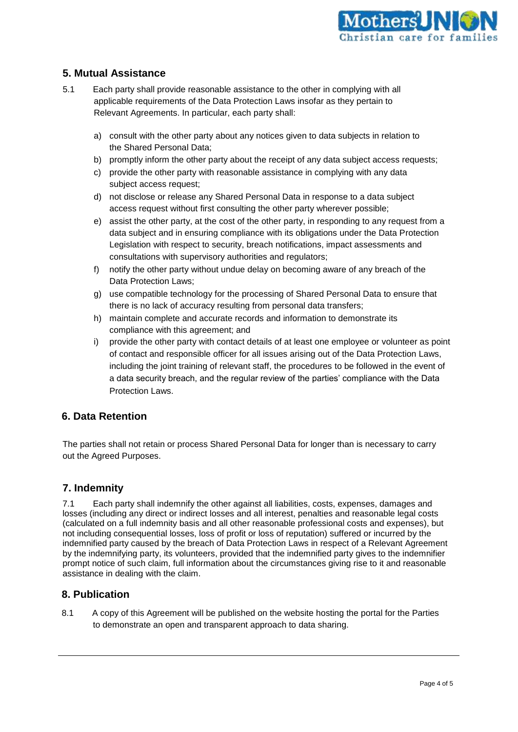## 5. Mutual Assistance

5.1 Each party shall provide reasonable assistance to the other in complying with all applicable requirements of the Data Protection Laws insofar as they pertain to Relevant Agreements. In particular, each party shall:

a) consult with the other party about any notices given to data subjects in relation to the Shared Personal Data;
b) promptly inform the other party about the receipt of any data subject access requests;
c) provide the other party with reasonable assistance in complying with any data subject access request;
d) not disclose or release any Shared Personal Data in response to a data subject access request without first consulting the other party wherever possible;
e) assist the other party, at the cost of the other party, in responding to any request from a data subject and in ensuring compliance with its obligations under the Data Protection Legislation with respect to security, breach notifications, impact assessments and consultations with supervisory authorities and regulators;
f) notify the other party without undue delay on becoming aware of any breach of the Data Protection Laws;
g) use compatible technology for the processing of Shared Personal Data to ensure that there is no lack of accuracy resulting from personal data transfers;
h) maintain complete and accurate records and information to demonstrate its compliance with this agreement; and
i) provide the other party with contact details of at least one employee or volunteer as point of contact and responsible officer for all issues arising out of the Data Protection Laws, including the joint training of relevant staff, the procedures to be followed in the event of a data security breach, and the regular review of the parties' compliance with the Data Protection Laws.

## 6. Data Retention

The parties shall not retain or process Shared Personal Data for longer than is necessary to carry out the Agreed Purposes.

## 7. Indemnity

7.1 Each party shall indemnify the other against all liabilities, costs, expenses, damages and losses (including any direct or indirect losses and all interest, penalties and reasonable legal costs (calculated on a full indemnity basis and all other reasonable professional costs and expenses), but not including consequential losses, loss of profit or loss of reputation) suffered or incurred by the indemnified party caused by the breach of Data Protection Laws in respect of a Relevant Agreement by the indemnifying party, its volunteers, provided that the indemnified party gives to the indemnifier prompt notice of such claim, full information about the circumstances giving rise to it and reasonable assistance in dealing with the claim.

## 8. Publication

8.1 A copy of this Agreement will be published on the website hosting the portal for the Parties to demonstrate an open and transparent approach to data sharing.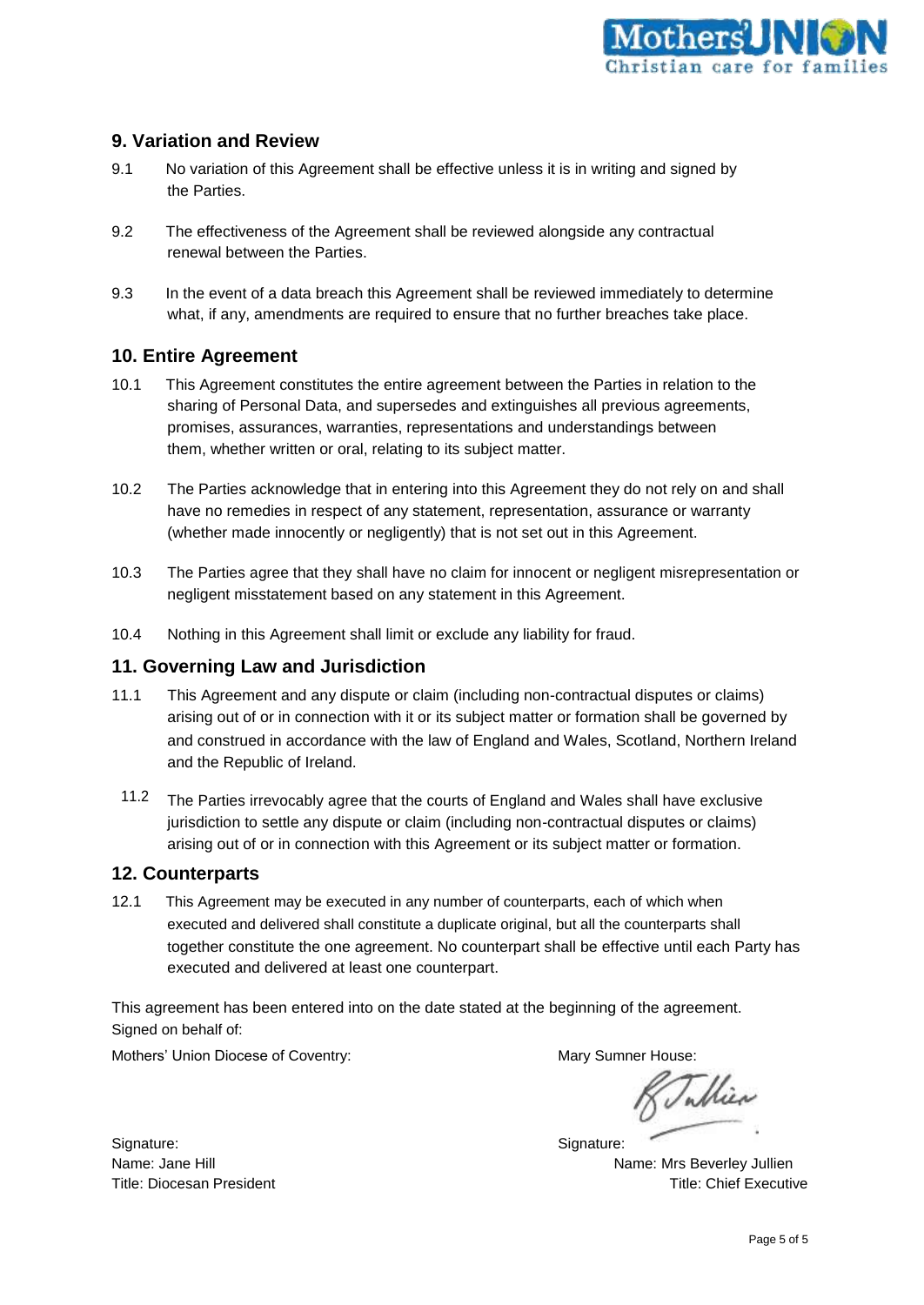## 9. Variation and Review

9.1 No variation of this Agreement shall be effective unless it is in writing and signed by the Parties.

9.2 The effectiveness of the Agreement shall be reviewed alongside any contractual renewal between the Parties.

9.3 In the event of a data breach this Agreement shall be reviewed immediately to determine what, if any, amendments are required to ensure that no further breaches take place.

## 10. Entire Agreement

10.1 This Agreement constitutes the entire agreement between the Parties in relation to the sharing of Personal Data, and supersedes and extinguishes all previous agreements, promises, assurances, warranties, representations and understandings between them, whether written or oral, relating to its subject matter.

10.2 The Parties acknowledge that in entering into this Agreement they do not rely on and shall have no remedies in respect of any statement, representation, assurance or warranty (whether made innocently or negligently) that is not set out in this Agreement.

10.3 The Parties agree that they shall have no claim for innocent or negligent misrepresentation or negligent misstatement based on any statement in this Agreement.

10.4 Nothing in this Agreement shall limit or exclude any liability for fraud.

## 11. Governing Law and Jurisdiction

11.1 This Agreement and any dispute or claim (including non-contractual disputes or claims) arising out of or in connection with it or its subject matter or formation shall be governed by and construed in accordance with the law of England and Wales, Scotland, Northern Ireland and the Republic of Ireland.

11.2 The Parties irrevocably agree that the courts of England and Wales shall have exclusive jurisdiction to settle any dispute or claim (including non-contractual disputes or claims) arising out of or in connection with this Agreement or its subject matter or formation.

## 12. Counterparts

12.1 This Agreement may be executed in any number of counterparts, each of which when executed and delivered shall constitute a duplicate original, but all the counterparts shall together constitute the one agreement. No counterpart shall be effective until each Party has executed and delivered at least one counterpart.

This agreement has been entered into on the date stated at the beginning of the agreement.

Signed on behalf of:

Mothers' Union Diocese of Coventry:

Signature:
Name: Jane Hill
Title: Diocesan President

Mary Sumner House:

Signature:
Name: Mrs Beverley Jullien
Title: Chief Executive